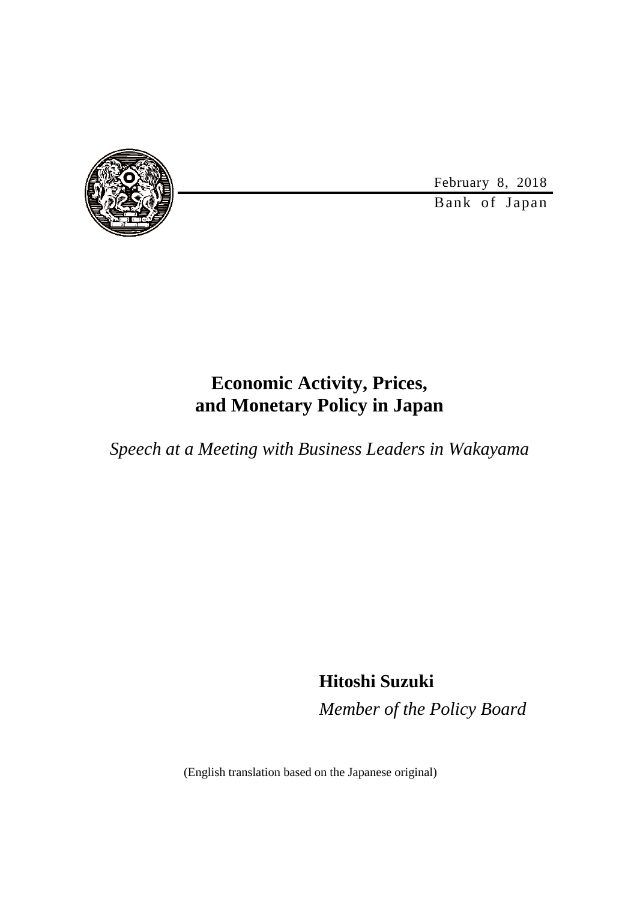February 8, 2018

Bank of Japan

# Economic Activity, Prices, and Monetary Policy in Japan

*Speech at a Meeting with Business Leaders in Wakayama*

**Hitoshi Suzuki**

*Member of the Policy Board*

(English translation based on the Japanese original)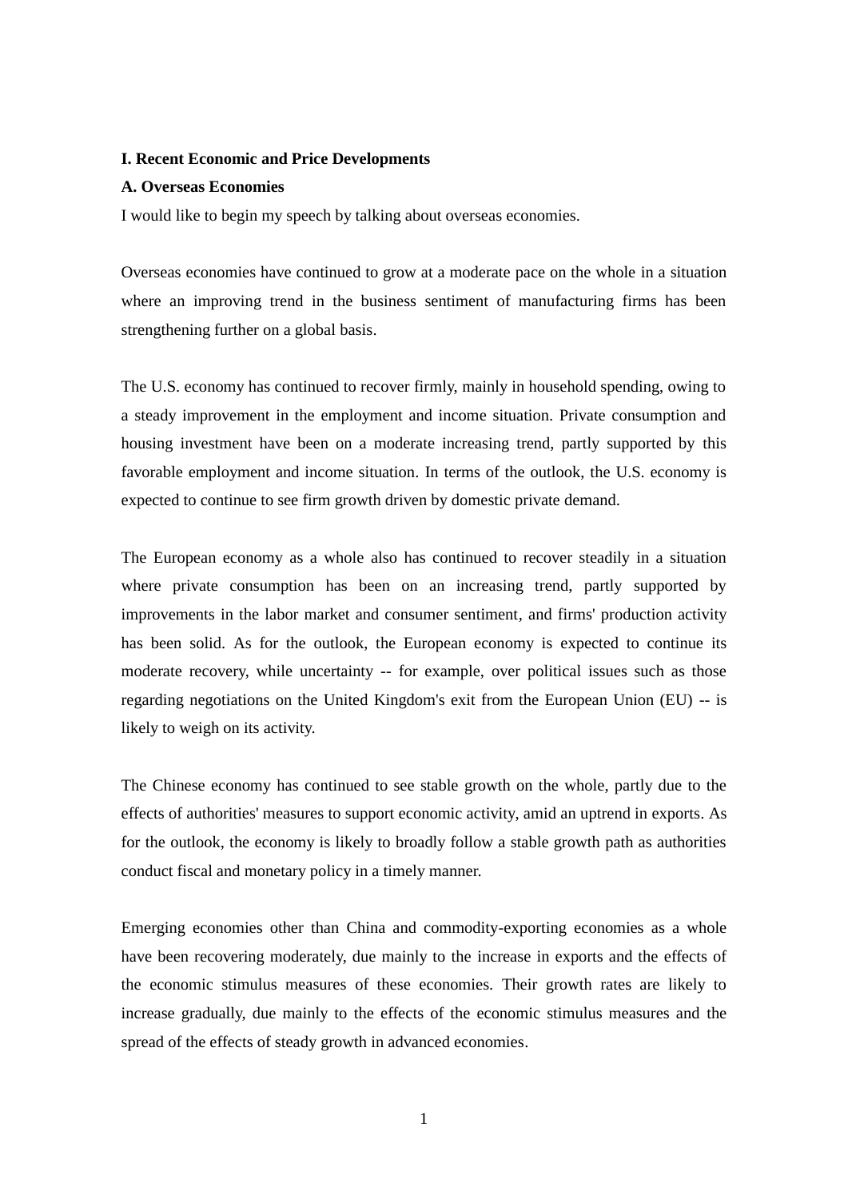## I. Recent Economic and Price Developments

### A. Overseas Economies

I would like to begin my speech by talking about overseas economies.

Overseas economies have continued to grow at a moderate pace on the whole in a situation where an improving trend in the business sentiment of manufacturing firms has been strengthening further on a global basis.

The U.S. economy has continued to recover firmly, mainly in household spending, owing to a steady improvement in the employment and income situation. Private consumption and housing investment have been on a moderate increasing trend, partly supported by this favorable employment and income situation. In terms of the outlook, the U.S. economy is expected to continue to see firm growth driven by domestic private demand.

The European economy as a whole also has continued to recover steadily in a situation where private consumption has been on an increasing trend, partly supported by improvements in the labor market and consumer sentiment, and firms' production activity has been solid. As for the outlook, the European economy is expected to continue its moderate recovery, while uncertainty -- for example, over political issues such as those regarding negotiations on the United Kingdom's exit from the European Union (EU) -- is likely to weigh on its activity.

The Chinese economy has continued to see stable growth on the whole, partly due to the effects of authorities' measures to support economic activity, amid an uptrend in exports. As for the outlook, the economy is likely to broadly follow a stable growth path as authorities conduct fiscal and monetary policy in a timely manner.

Emerging economies other than China and commodity-exporting economies as a whole have been recovering moderately, due mainly to the increase in exports and the effects of the economic stimulus measures of these economies. Their growth rates are likely to increase gradually, due mainly to the effects of the economic stimulus measures and the spread of the effects of steady growth in advanced economies.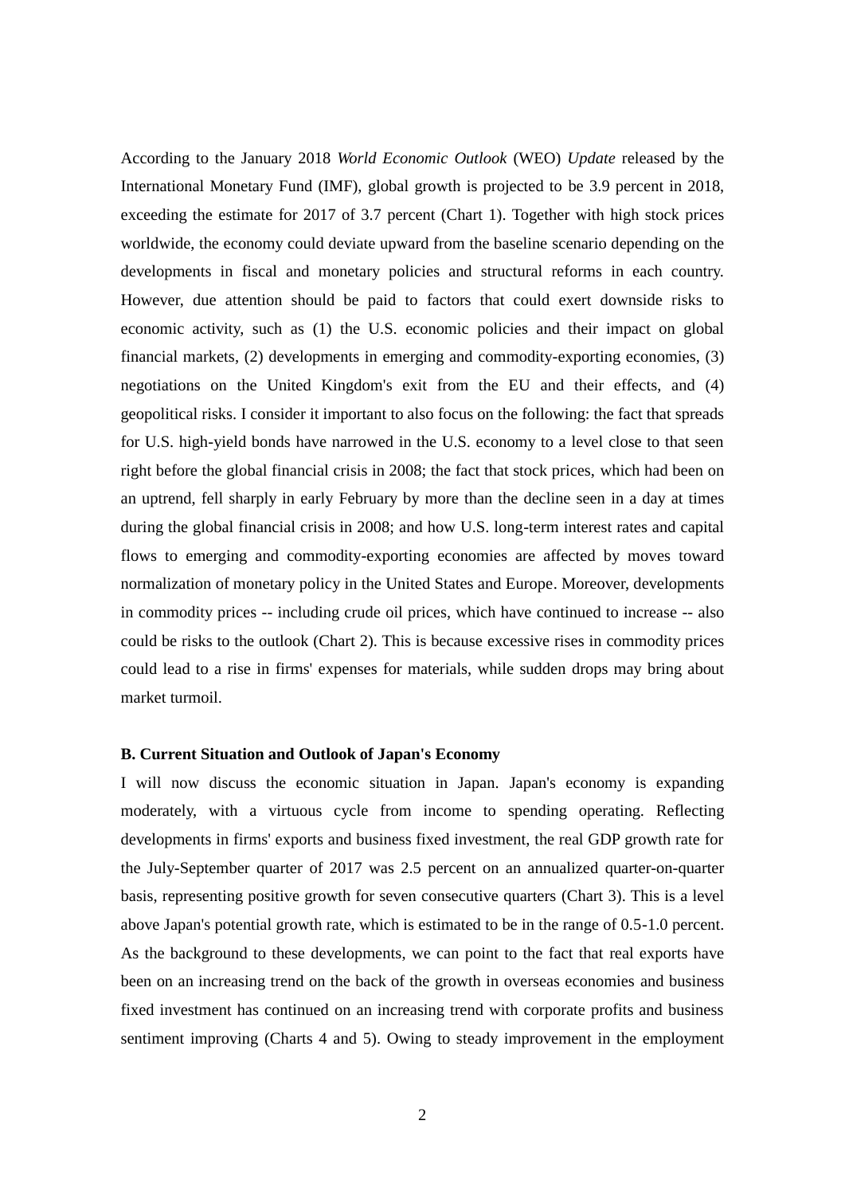According to the January 2018 *World Economic Outlook* (WEO) *Update* released by the International Monetary Fund (IMF), global growth is projected to be 3.9 percent in 2018, exceeding the estimate for 2017 of 3.7 percent (Chart 1). Together with high stock prices worldwide, the economy could deviate upward from the baseline scenario depending on the developments in fiscal and monetary policies and structural reforms in each country. However, due attention should be paid to factors that could exert downside risks to economic activity, such as (1) the U.S. economic policies and their impact on global financial markets, (2) developments in emerging and commodity-exporting economies, (3) negotiations on the United Kingdom's exit from the EU and their effects, and (4) geopolitical risks. I consider it important to also focus on the following: the fact that spreads for U.S. high-yield bonds have narrowed in the U.S. economy to a level close to that seen right before the global financial crisis in 2008; the fact that stock prices, which had been on an uptrend, fell sharply in early February by more than the decline seen in a day at times during the global financial crisis in 2008; and how U.S. long-term interest rates and capital flows to emerging and commodity-exporting economies are affected by moves toward normalization of monetary policy in the United States and Europe. Moreover, developments in commodity prices -- including crude oil prices, which have continued to increase -- also could be risks to the outlook (Chart 2). This is because excessive rises in commodity prices could lead to a rise in firms' expenses for materials, while sudden drops may bring about market turmoil.

**B. Current Situation and Outlook of Japan's Economy**

I will now discuss the economic situation in Japan. Japan's economy is expanding moderately, with a virtuous cycle from income to spending operating. Reflecting developments in firms' exports and business fixed investment, the real GDP growth rate for the July-September quarter of 2017 was 2.5 percent on an annualized quarter-on-quarter basis, representing positive growth for seven consecutive quarters (Chart 3). This is a level above Japan's potential growth rate, which is estimated to be in the range of 0.5-1.0 percent. As the background to these developments, we can point to the fact that real exports have been on an increasing trend on the back of the growth in overseas economies and business fixed investment has continued on an increasing trend with corporate profits and business sentiment improving (Charts 4 and 5). Owing to steady improvement in the employment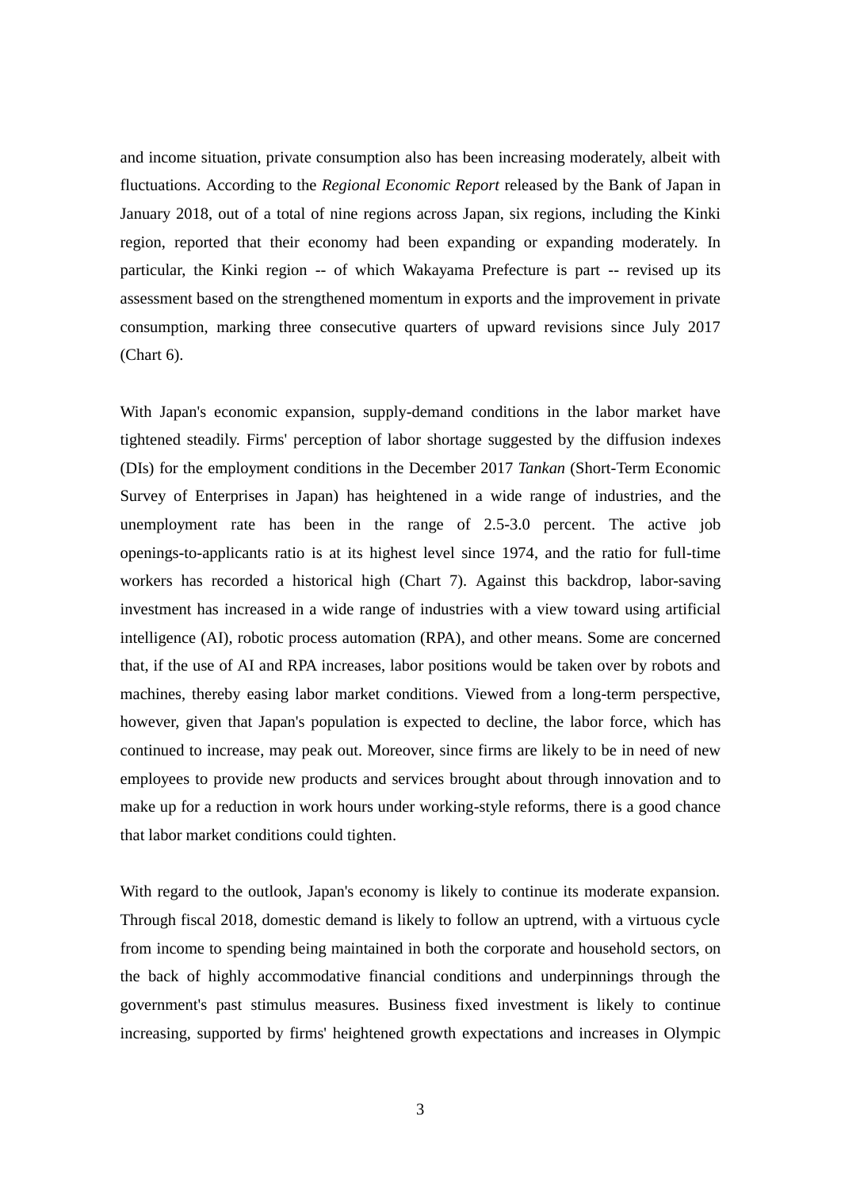and income situation, private consumption also has been increasing moderately, albeit with fluctuations. According to the *Regional Economic Report* released by the Bank of Japan in January 2018, out of a total of nine regions across Japan, six regions, including the Kinki region, reported that their economy had been expanding or expanding moderately. In particular, the Kinki region -- of which Wakayama Prefecture is part -- revised up its assessment based on the strengthened momentum in exports and the improvement in private consumption, marking three consecutive quarters of upward revisions since July 2017 (Chart 6).

With Japan's economic expansion, supply-demand conditions in the labor market have tightened steadily. Firms' perception of labor shortage suggested by the diffusion indexes (DIs) for the employment conditions in the December 2017 *Tankan* (Short-Term Economic Survey of Enterprises in Japan) has heightened in a wide range of industries, and the unemployment rate has been in the range of 2.5-3.0 percent. The active job openings-to-applicants ratio is at its highest level since 1974, and the ratio for full-time workers has recorded a historical high (Chart 7). Against this backdrop, labor-saving investment has increased in a wide range of industries with a view toward using artificial intelligence (AI), robotic process automation (RPA), and other means. Some are concerned that, if the use of AI and RPA increases, labor positions would be taken over by robots and machines, thereby easing labor market conditions. Viewed from a long-term perspective, however, given that Japan's population is expected to decline, the labor force, which has continued to increase, may peak out. Moreover, since firms are likely to be in need of new employees to provide new products and services brought about through innovation and to make up for a reduction in work hours under working-style reforms, there is a good chance that labor market conditions could tighten.

With regard to the outlook, Japan's economy is likely to continue its moderate expansion. Through fiscal 2018, domestic demand is likely to follow an uptrend, with a virtuous cycle from income to spending being maintained in both the corporate and household sectors, on the back of highly accommodative financial conditions and underpinnings through the government's past stimulus measures. Business fixed investment is likely to continue increasing, supported by firms' heightened growth expectations and increases in Olympic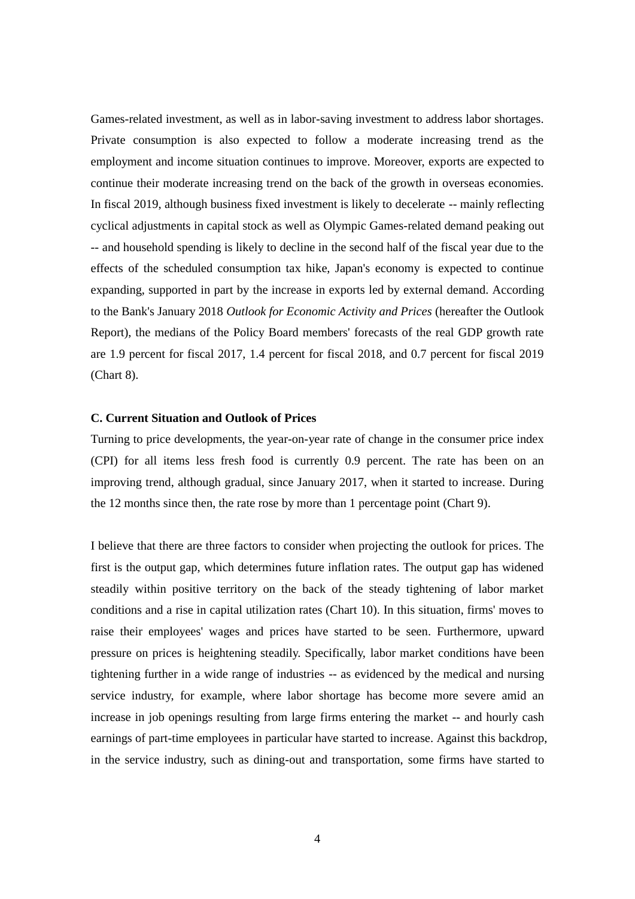Games-related investment, as well as in labor-saving investment to address labor shortages. Private consumption is also expected to follow a moderate increasing trend as the employment and income situation continues to improve. Moreover, exports are expected to continue their moderate increasing trend on the back of the growth in overseas economies. In fiscal 2019, although business fixed investment is likely to decelerate -- mainly reflecting cyclical adjustments in capital stock as well as Olympic Games-related demand peaking out -- and household spending is likely to decline in the second half of the fiscal year due to the effects of the scheduled consumption tax hike, Japan's economy is expected to continue expanding, supported in part by the increase in exports led by external demand. According to the Bank's January 2018 *Outlook for Economic Activity and Prices* (hereafter the Outlook Report), the medians of the Policy Board members' forecasts of the real GDP growth rate are 1.9 percent for fiscal 2017, 1.4 percent for fiscal 2018, and 0.7 percent for fiscal 2019 (Chart 8).

### C. Current Situation and Outlook of Prices

Turning to price developments, the year-on-year rate of change in the consumer price index (CPI) for all items less fresh food is currently 0.9 percent. The rate has been on an improving trend, although gradual, since January 2017, when it started to increase. During the 12 months since then, the rate rose by more than 1 percentage point (Chart 9).

I believe that there are three factors to consider when projecting the outlook for prices. The first is the output gap, which determines future inflation rates. The output gap has widened steadily within positive territory on the back of the steady tightening of labor market conditions and a rise in capital utilization rates (Chart 10). In this situation, firms' moves to raise their employees' wages and prices have started to be seen. Furthermore, upward pressure on prices is heightening steadily. Specifically, labor market conditions have been tightening further in a wide range of industries -- as evidenced by the medical and nursing service industry, for example, where labor shortage has become more severe amid an increase in job openings resulting from large firms entering the market -- and hourly cash earnings of part-time employees in particular have started to increase. Against this backdrop, in the service industry, such as dining-out and transportation, some firms have started to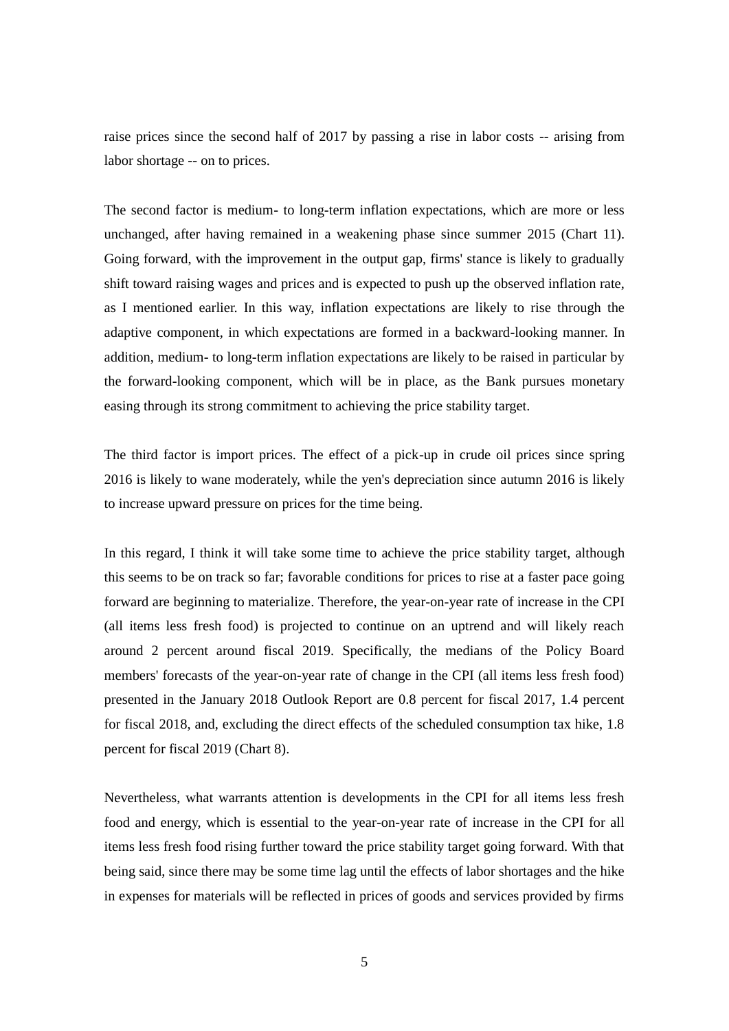raise prices since the second half of 2017 by passing a rise in labor costs -- arising from labor shortage -- on to prices.

The second factor is medium- to long-term inflation expectations, which are more or less unchanged, after having remained in a weakening phase since summer 2015 (Chart 11). Going forward, with the improvement in the output gap, firms' stance is likely to gradually shift toward raising wages and prices and is expected to push up the observed inflation rate, as I mentioned earlier. In this way, inflation expectations are likely to rise through the adaptive component, in which expectations are formed in a backward-looking manner. In addition, medium- to long-term inflation expectations are likely to be raised in particular by the forward-looking component, which will be in place, as the Bank pursues monetary easing through its strong commitment to achieving the price stability target.

The third factor is import prices. The effect of a pick-up in crude oil prices since spring 2016 is likely to wane moderately, while the yen's depreciation since autumn 2016 is likely to increase upward pressure on prices for the time being.

In this regard, I think it will take some time to achieve the price stability target, although this seems to be on track so far; favorable conditions for prices to rise at a faster pace going forward are beginning to materialize. Therefore, the year-on-year rate of increase in the CPI (all items less fresh food) is projected to continue on an uptrend and will likely reach around 2 percent around fiscal 2019. Specifically, the medians of the Policy Board members' forecasts of the year-on-year rate of change in the CPI (all items less fresh food) presented in the January 2018 Outlook Report are 0.8 percent for fiscal 2017, 1.4 percent for fiscal 2018, and, excluding the direct effects of the scheduled consumption tax hike, 1.8 percent for fiscal 2019 (Chart 8).

Nevertheless, what warrants attention is developments in the CPI for all items less fresh food and energy, which is essential to the year-on-year rate of increase in the CPI for all items less fresh food rising further toward the price stability target going forward. With that being said, since there may be some time lag until the effects of labor shortages and the hike in expenses for materials will be reflected in prices of goods and services provided by firms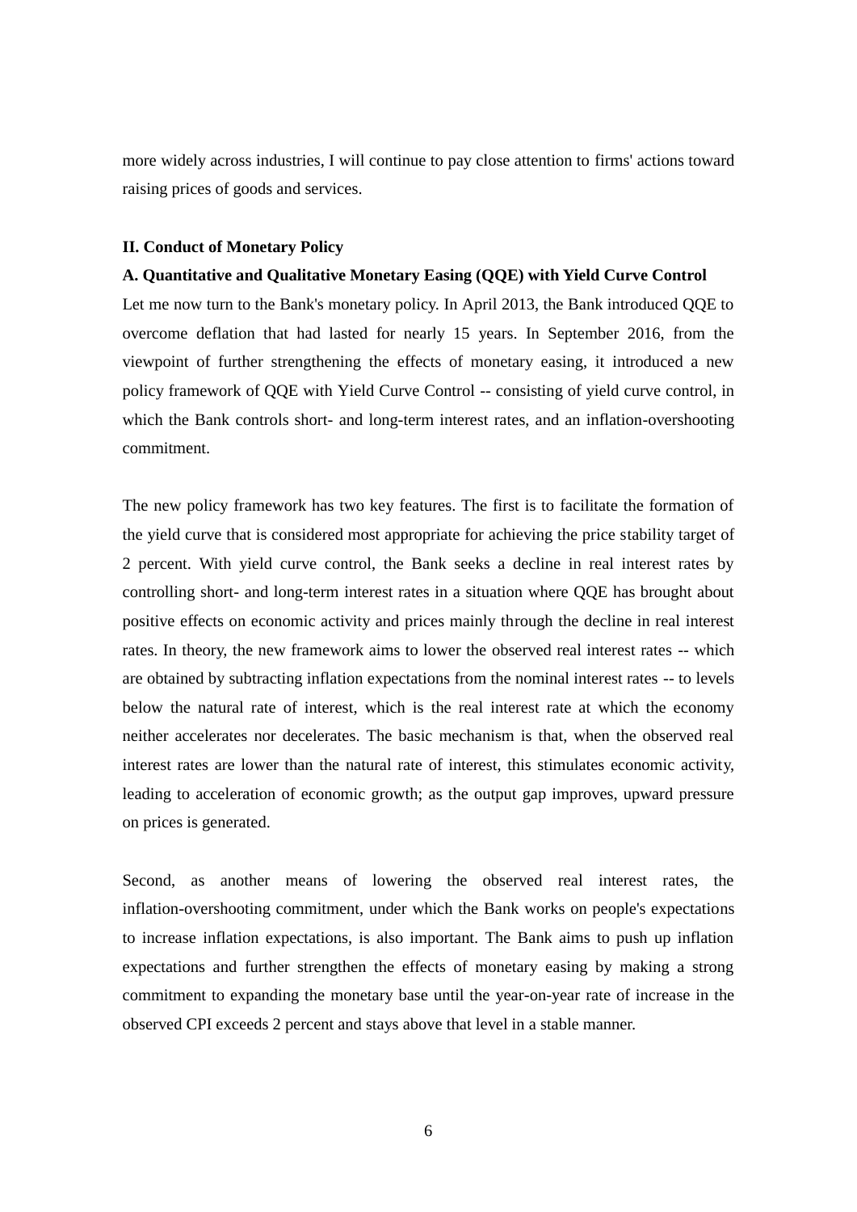more widely across industries, I will continue to pay close attention to firms' actions toward raising prices of goods and services.

## II. Conduct of Monetary Policy

### A. Quantitative and Qualitative Monetary Easing (QQE) with Yield Curve Control

Let me now turn to the Bank's monetary policy. In April 2013, the Bank introduced QQE to overcome deflation that had lasted for nearly 15 years. In September 2016, from the viewpoint of further strengthening the effects of monetary easing, it introduced a new policy framework of QQE with Yield Curve Control -- consisting of yield curve control, in which the Bank controls short- and long-term interest rates, and an inflation-overshooting commitment.

The new policy framework has two key features. The first is to facilitate the formation of the yield curve that is considered most appropriate for achieving the price stability target of 2 percent. With yield curve control, the Bank seeks a decline in real interest rates by controlling short- and long-term interest rates in a situation where QQE has brought about positive effects on economic activity and prices mainly through the decline in real interest rates. In theory, the new framework aims to lower the observed real interest rates -- which are obtained by subtracting inflation expectations from the nominal interest rates -- to levels below the natural rate of interest, which is the real interest rate at which the economy neither accelerates nor decelerates. The basic mechanism is that, when the observed real interest rates are lower than the natural rate of interest, this stimulates economic activity, leading to acceleration of economic growth; as the output gap improves, upward pressure on prices is generated.

Second, as another means of lowering the observed real interest rates, the inflation-overshooting commitment, under which the Bank works on people's expectations to increase inflation expectations, is also important. The Bank aims to push up inflation expectations and further strengthen the effects of monetary easing by making a strong commitment to expanding the monetary base until the year-on-year rate of increase in the observed CPI exceeds 2 percent and stays above that level in a stable manner.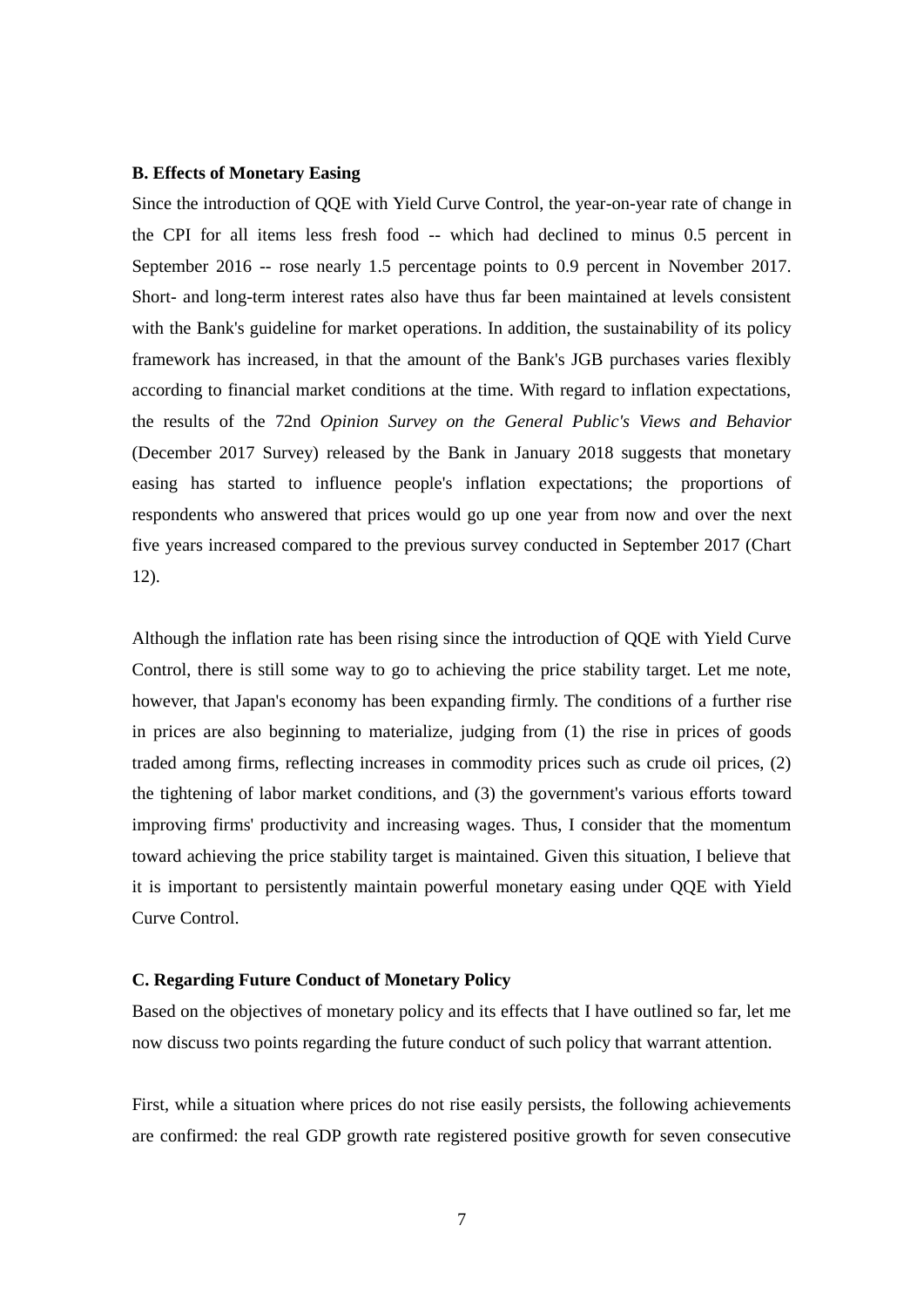**B. Effects of Monetary Easing**

Since the introduction of QQE with Yield Curve Control, the year-on-year rate of change in the CPI for all items less fresh food -- which had declined to minus 0.5 percent in September 2016 -- rose nearly 1.5 percentage points to 0.9 percent in November 2017. Short- and long-term interest rates also have thus far been maintained at levels consistent with the Bank's guideline for market operations. In addition, the sustainability of its policy framework has increased, in that the amount of the Bank's JGB purchases varies flexibly according to financial market conditions at the time. With regard to inflation expectations, the results of the 72nd *Opinion Survey on the General Public's Views and Behavior* (December 2017 Survey) released by the Bank in January 2018 suggests that monetary easing has started to influence people's inflation expectations; the proportions of respondents who answered that prices would go up one year from now and over the next five years increased compared to the previous survey conducted in September 2017 (Chart 12).

Although the inflation rate has been rising since the introduction of QQE with Yield Curve Control, there is still some way to go to achieving the price stability target. Let me note, however, that Japan's economy has been expanding firmly. The conditions of a further rise in prices are also beginning to materialize, judging from (1) the rise in prices of goods traded among firms, reflecting increases in commodity prices such as crude oil prices, (2) the tightening of labor market conditions, and (3) the government's various efforts toward improving firms' productivity and increasing wages. Thus, I consider that the momentum toward achieving the price stability target is maintained. Given this situation, I believe that it is important to persistently maintain powerful monetary easing under QQE with Yield Curve Control.

**C. Regarding Future Conduct of Monetary Policy**

Based on the objectives of monetary policy and its effects that I have outlined so far, let me now discuss two points regarding the future conduct of such policy that warrant attention.

First, while a situation where prices do not rise easily persists, the following achievements are confirmed: the real GDP growth rate registered positive growth for seven consecutive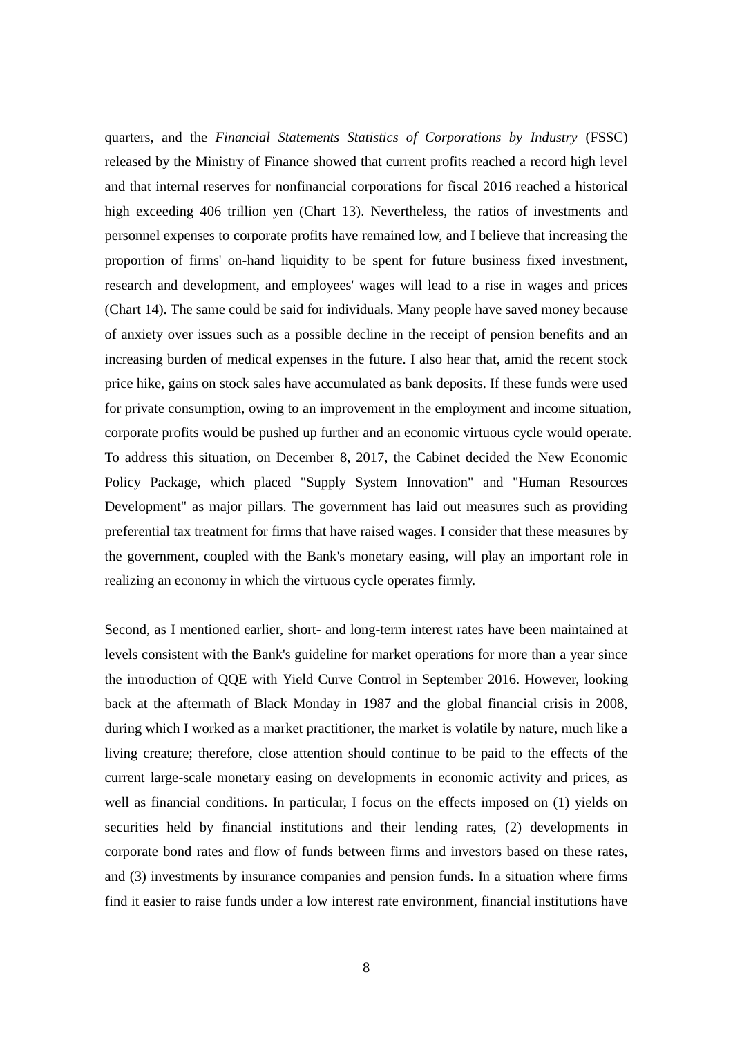quarters, and the *Financial Statements Statistics of Corporations by Industry* (FSSC) released by the Ministry of Finance showed that current profits reached a record high level and that internal reserves for nonfinancial corporations for fiscal 2016 reached a historical high exceeding 406 trillion yen (Chart 13). Nevertheless, the ratios of investments and personnel expenses to corporate profits have remained low, and I believe that increasing the proportion of firms' on-hand liquidity to be spent for future business fixed investment, research and development, and employees' wages will lead to a rise in wages and prices (Chart 14). The same could be said for individuals. Many people have saved money because of anxiety over issues such as a possible decline in the receipt of pension benefits and an increasing burden of medical expenses in the future. I also hear that, amid the recent stock price hike, gains on stock sales have accumulated as bank deposits. If these funds were used for private consumption, owing to an improvement in the employment and income situation, corporate profits would be pushed up further and an economic virtuous cycle would operate. To address this situation, on December 8, 2017, the Cabinet decided the New Economic Policy Package, which placed "Supply System Innovation" and "Human Resources Development" as major pillars. The government has laid out measures such as providing preferential tax treatment for firms that have raised wages. I consider that these measures by the government, coupled with the Bank's monetary easing, will play an important role in realizing an economy in which the virtuous cycle operates firmly.

Second, as I mentioned earlier, short- and long-term interest rates have been maintained at levels consistent with the Bank's guideline for market operations for more than a year since the introduction of QQE with Yield Curve Control in September 2016. However, looking back at the aftermath of Black Monday in 1987 and the global financial crisis in 2008, during which I worked as a market practitioner, the market is volatile by nature, much like a living creature; therefore, close attention should continue to be paid to the effects of the current large-scale monetary easing on developments in economic activity and prices, as well as financial conditions. In particular, I focus on the effects imposed on (1) yields on securities held by financial institutions and their lending rates, (2) developments in corporate bond rates and flow of funds between firms and investors based on these rates, and (3) investments by insurance companies and pension funds. In a situation where firms find it easier to raise funds under a low interest rate environment, financial institutions have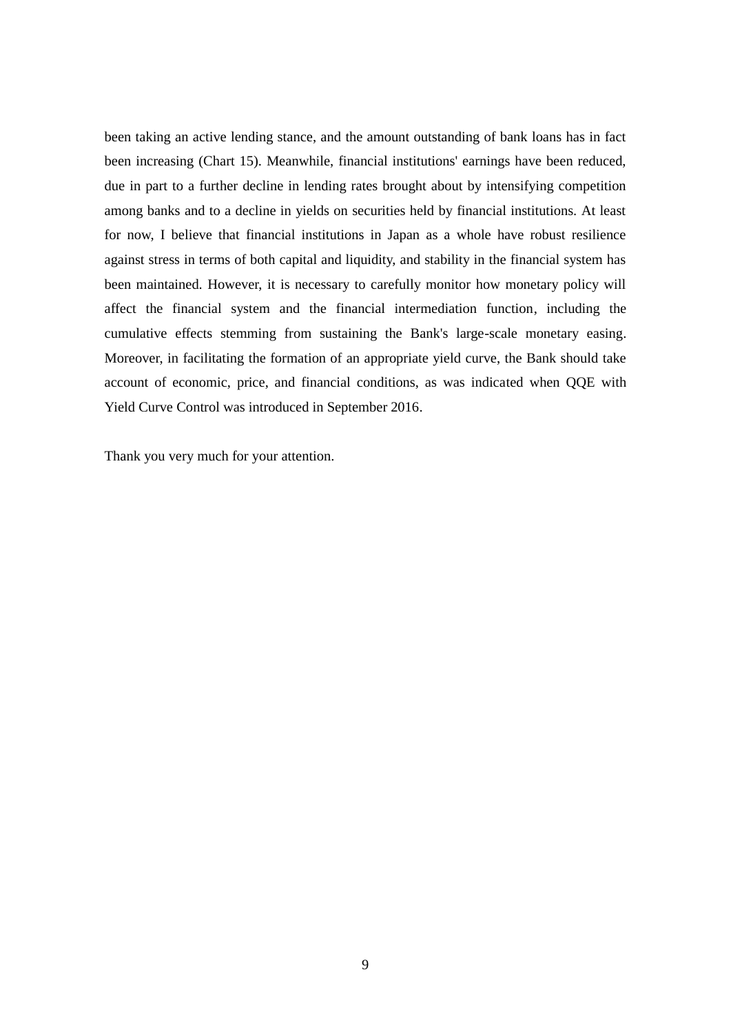been taking an active lending stance, and the amount outstanding of bank loans has in fact been increasing (Chart 15). Meanwhile, financial institutions' earnings have been reduced, due in part to a further decline in lending rates brought about by intensifying competition among banks and to a decline in yields on securities held by financial institutions. At least for now, I believe that financial institutions in Japan as a whole have robust resilience against stress in terms of both capital and liquidity, and stability in the financial system has been maintained. However, it is necessary to carefully monitor how monetary policy will affect the financial system and the financial intermediation function, including the cumulative effects stemming from sustaining the Bank's large-scale monetary easing. Moreover, in facilitating the formation of an appropriate yield curve, the Bank should take account of economic, price, and financial conditions, as was indicated when QQE with Yield Curve Control was introduced in September 2016.

Thank you very much for your attention.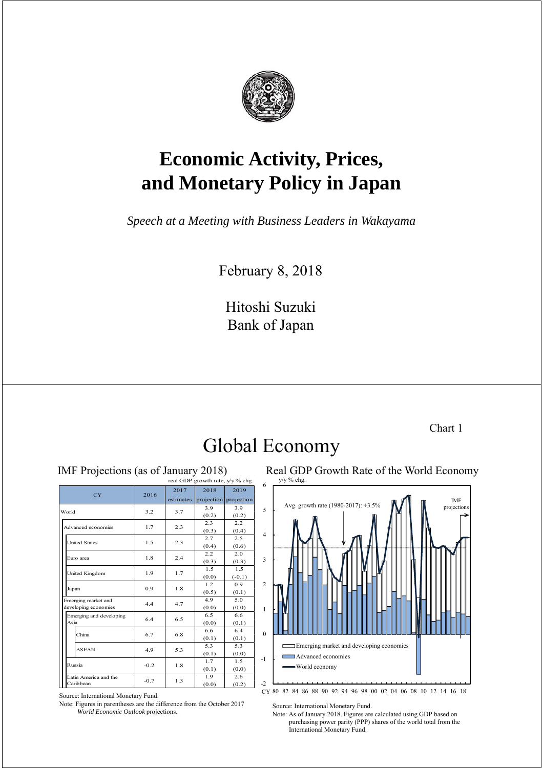# Economic Activity, Prices, and Monetary Policy in Japan

*Speech at a Meeting with Business Leaders in Wakayama*

February 8, 2018

Hitoshi Suzuki
Bank of Japan

---

Chart 1

## Global Economy

### IMF Projections (as of January 2018)

real GDP growth rate, y/y % chg.

| CY | 2016 | 2017 estimates | 2018 projection | 2019 projection |
|---|---|---|---|---|
| World | 3.2 | 3.7 | 3.9 (0.2) | 3.9 (0.2) |
| Advanced economies | 1.7 | 2.3 | 2.3 (0.3) | 2.2 (0.4) |
| United States | 1.5 | 2.3 | 2.7 (0.4) | 2.5 (0.6) |
| Euro area | 1.8 | 2.4 | 2.2 (0.3) | 2.0 (0.3) |
| United Kingdom | 1.9 | 1.7 | 1.5 (0.0) | 1.5 (-0.1) |
| Japan | 0.9 | 1.8 | 1.2 (0.5) | 0.9 (0.1) |
| Emerging market and developing economies | 4.4 | 4.7 | 4.9 (0.0) | 5.0 (0.0) |
| Emerging and developing Asia | 6.4 | 6.5 | 6.5 (0.0) | 6.6 (0.1) |
| China | 6.7 | 6.8 | 6.6 (0.1) | 6.4 (0.1) |
| ASEAN | 4.9 | 5.3 | 5.3 (0.1) | 5.3 (0.0) |
| Russia | -0.2 | 1.8 | 1.7 (0.1) | 1.5 (0.0) |
| Latin America and the Caribbean | -0.7 | 1.3 | 1.9 (0.0) | 2.6 (0.2) |

Source: International Monetary Fund.
Note: Figures in parentheses are the difference from the October 2017 *World Economic Outlook* projections.

### Real GDP Growth Rate of the World Economy

Source: International Monetary Fund.
Note: As of January 2018. Figures are calculated using GDP based on purchasing power parity (PPP) shares of the world total from the International Monetary Fund.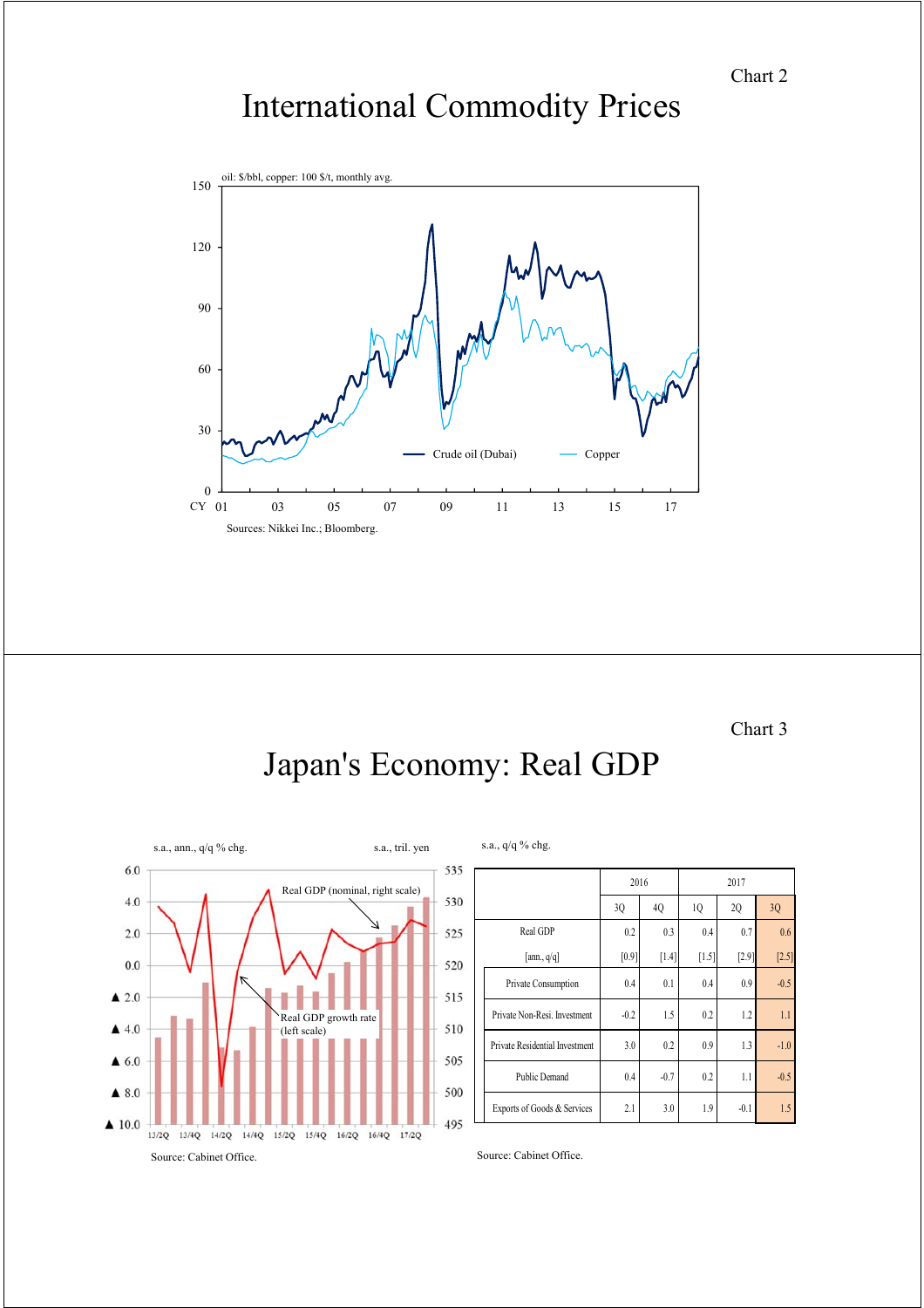Chart 2

# International Commodity Prices

oil: $/bbl, copper: 100 $/t, monthly avg.

Crude oil (Dubai) — Copper

Sources: Nikkei Inc.; Bloomberg.

Chart 3

# Japan's Economy: Real GDP

s.a., ann., q/q % chg. — s.a., tril. yen

Real GDP (nominal, right scale)

Real GDP growth rate (left scale)

Source: Cabinet Office.

s.a., q/q % chg.

| | 2016 | | 2017 | | |
|---|---|---|---|---|---|
| | 3Q | 4Q | 1Q | 2Q | 3Q |
| Real GDP | 0.2 | 0.3 | 0.4 | 0.7 | 0.6 |
| [ann., q/q] | [0.9] | [1.4] | [1.5] | [2.9] | [2.5] |
| Private Consumption | 0.4 | 0.1 | 0.4 | 0.9 | -0.5 |
| Private Non-Resi. Investment | -0.2 | 1.5 | 0.2 | 1.2 | 1.1 |
| Private Residential Investment | 3.0 | 0.2 | 0.9 | 1.3 | -1.0 |
| Public Demand | 0.4 | -0.7 | 0.2 | 1.1 | -0.5 |
| Exports of Goods & Services | 2.1 | 3.0 | 1.9 | -0.1 | 1.5 |

Source: Cabinet Office.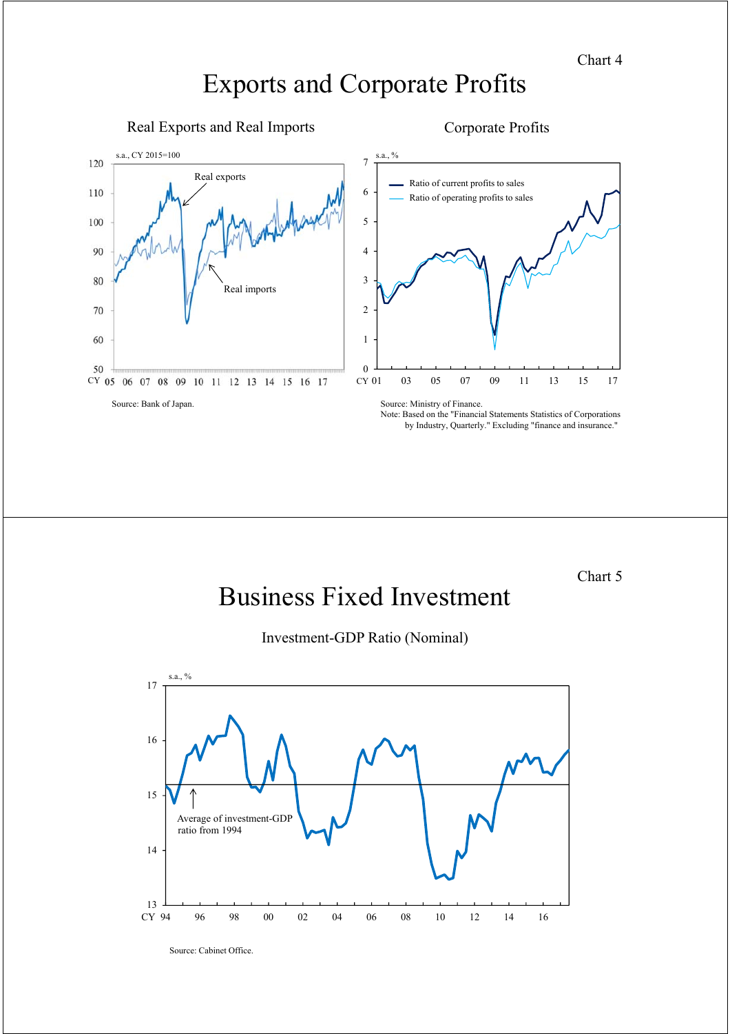Chart 4

# Exports and Corporate Profits

## Real Exports and Real Imports

s.a., CY 2015=100

Real exports

Real imports

CY 05 06 07 08 09 10 11 12 13 14 15 16 17

Source: Bank of Japan.

## Corporate Profits

s.a., %

Ratio of current profits to sales

Ratio of operating profits to sales

CY 01 03 05 07 09 11 13 15 17

Source: Ministry of Finance.

Note: Based on the "Financial Statements Statistics of Corporations by Industry, Quarterly." Excluding "finance and insurance."

Chart 5

# Business Fixed Investment

## Investment-GDP Ratio (Nominal)

s.a., %

Average of investment-GDP ratio from 1994

CY 94 96 98 00 02 04 06 08 10 12 14 16

Source: Cabinet Office.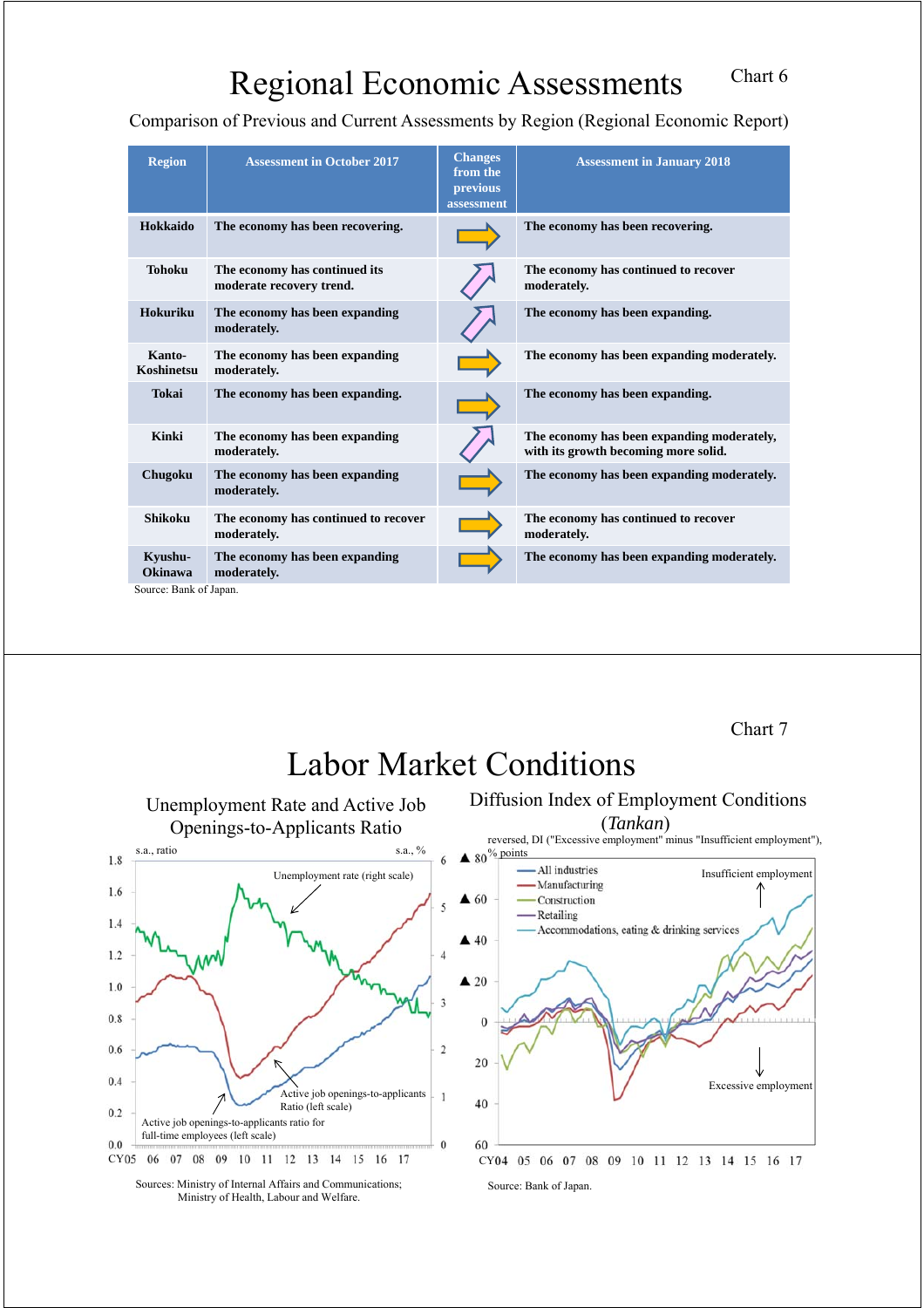# Regional Economic Assessments

Chart 6

Comparison of Previous and Current Assessments by Region (Regional Economic Report)

| Region | Assessment in October 2017 | Changes from the previous assessment | Assessment in January 2018 |
|---|---|---|---|
| Hokkaido | The economy has been recovering. | ➡ | The economy has been recovering. |
| Tohoku | The economy has continued its moderate recovery trend. | ↗ | The economy has continued to recover moderately. |
| Hokuriku | The economy has been expanding moderately. | ↗ | The economy has been expanding. |
| Kanto-Koshinetsu | The economy has been expanding moderately. | ➡ | The economy has been expanding moderately. |
| Tokai | The economy has been expanding. | ➡ | The economy has been expanding. |
| Kinki | The economy has been expanding moderately. | ↗ | The economy has been expanding moderately, with its growth becoming more solid. |
| Chugoku | The economy has been expanding moderately. | ➡ | The economy has been expanding moderately. |
| Shikoku | The economy has continued to recover moderately. | ➡ | The economy has continued to recover moderately. |
| Kyushu-Okinawa | The economy has been expanding moderately. | ➡ | The economy has been expanding moderately. |

Source: Bank of Japan.

Chart 7

# Labor Market Conditions

## Unemployment Rate and Active Job Openings-to-Applicants Ratio

Sources: Ministry of Internal Affairs and Communications; Ministry of Health, Labour and Welfare.

## Diffusion Index of Employment Conditions (*Tankan*)

Source: Bank of Japan.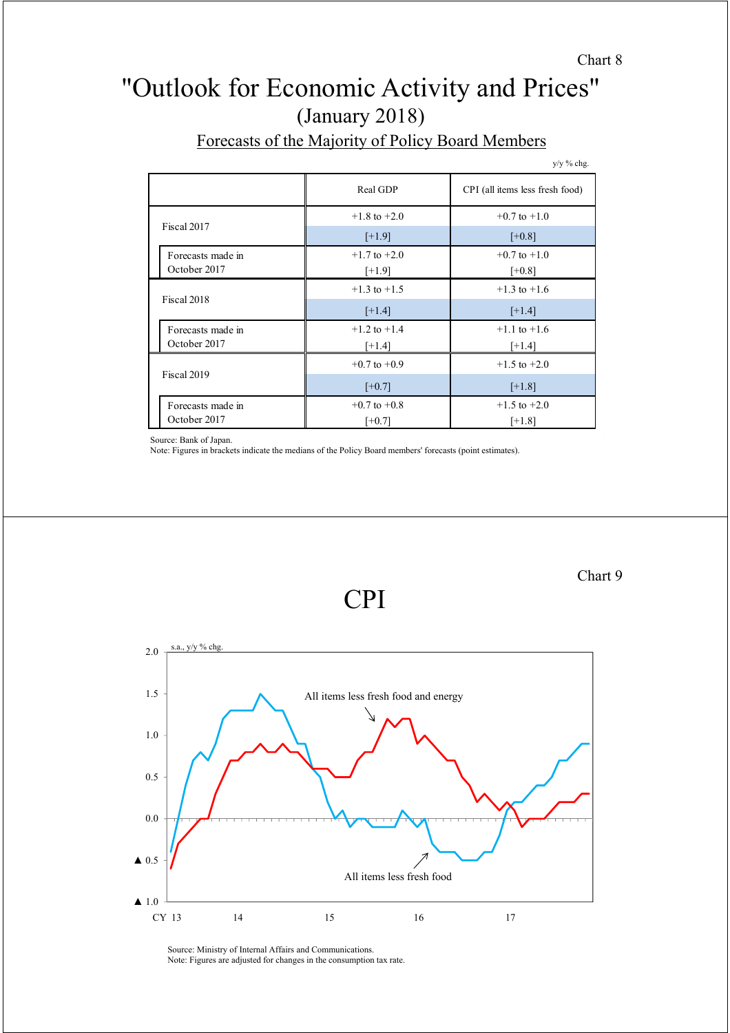Chart 8

# "Outlook for Economic Activity and Prices"

## (January 2018)

### Forecasts of the Majority of Policy Board Members

y/y % chg.

| | Real GDP | CPI (all items less fresh food) |
|---|---|---|
| Fiscal 2017 | +1.8 to +2.0 [+1.9] | +0.7 to +1.0 [+0.8] |
| Forecasts made in October 2017 | +1.7 to +2.0 [+1.9] | +0.7 to +1.0 [+0.8] |
| Fiscal 2018 | +1.3 to +1.5 [+1.4] | +1.3 to +1.6 [+1.4] |
| Forecasts made in October 2017 | +1.2 to +1.4 [+1.4] | +1.1 to +1.6 [+1.4] |
| Fiscal 2019 | +0.7 to +0.9 [+0.7] | +1.5 to +2.0 [+1.8] |
| Forecasts made in October 2017 | +0.7 to +0.8 [+0.7] | +1.5 to +2.0 [+1.8] |

Source: Bank of Japan.
Note: Figures in brackets indicate the medians of the Policy Board members' forecasts (point estimates).

Chart 9

# CPI

s.a., y/y % chg.

Lines: All items less fresh food and energy; All items less fresh food

Y-axis: 2.0, 1.5, 1.0, 0.5, 0.0, ▲ 0.5, ▲ 1.0

X-axis: CY 13, 14, 15, 16, 17

Source: Ministry of Internal Affairs and Communications.
Note: Figures are adjusted for changes in the consumption tax rate.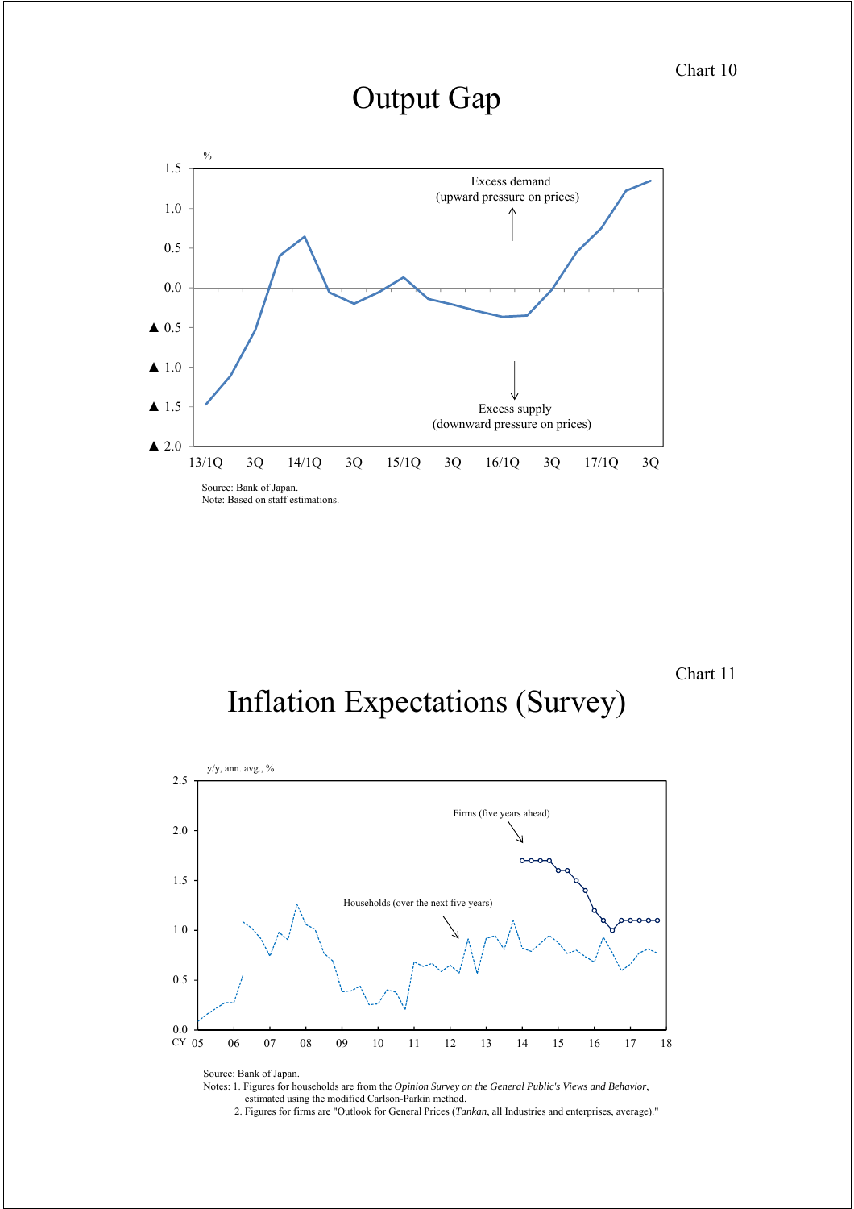Chart 10

# Output Gap

%

Excess demand
(upward pressure on prices)

Excess supply
(downward pressure on prices)

Source: Bank of Japan.
Note: Based on staff estimations.

Chart 11

# Inflation Expectations (Survey)

y/y, ann. avg., %

Firms (five years ahead)

Households (over the next five years)

Source: Bank of Japan.
Notes: 1. Figures for households are from the *Opinion Survey on the General Public's Views and Behavior*, estimated using the modified Carlson-Parkin method.
2. Figures for firms are "Outlook for General Prices (*Tankan*, all Industries and enterprises, average)."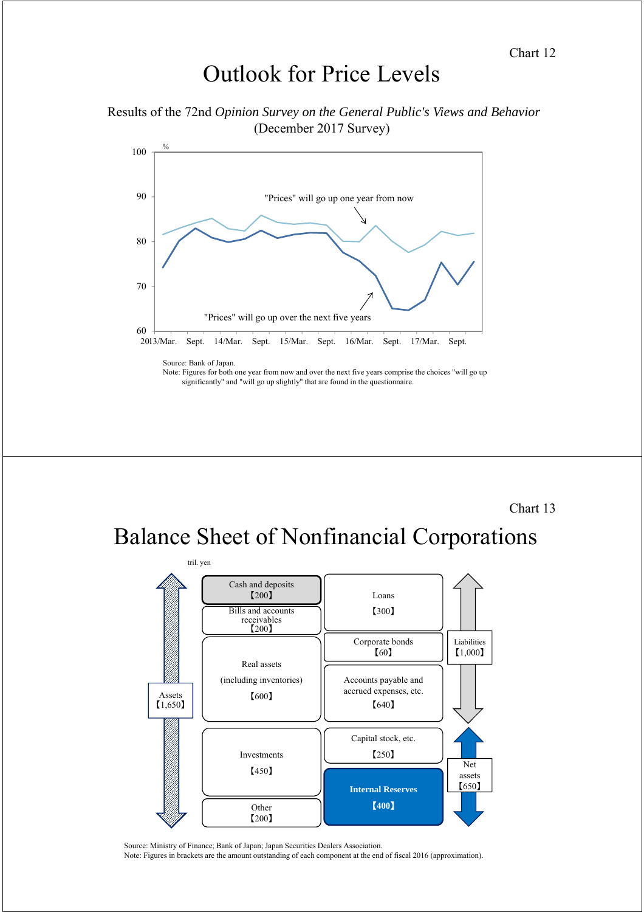Chart 12

# Outlook for Price Levels

Results of the 72nd *Opinion Survey on the General Public's Views and Behavior* (December 2017 Survey)

%

100

90 "Prices" will go up one year from now

80

70

"Prices" will go up over the next five years

60

2013/Mar. Sept. 14/Mar. Sept. 15/Mar. Sept. 16/Mar. Sept. 17/Mar. Sept.

Source: Bank of Japan.
Note: Figures for both one year from now and over the next five years comprise the choices "will go up significantly" and "will go up slightly" that are found in the questionnaire.

Chart 13

# Balance Sheet of Nonfinancial Corporations

tril. yen

| Assets 【1,650】 | | |
|---|---|---|
| Cash and deposits 【200】 | Loans 【300】 | Liabilities 【1,000】 |
| Bills and accounts receivables 【200】 | Corporate bonds 【60】 | |
| Real assets (including inventories) 【600】 | Accounts payable and accrued expenses, etc. 【640】 | |
| Investments 【450】 | Capital stock, etc. 【250】 | Net assets 【650】 |
| Other 【200】 | **Internal Reserves 【400】** | |

Source: Ministry of Finance; Bank of Japan; Japan Securities Dealers Association.
Note: Figures in brackets are the amount outstanding of each component at the end of fiscal 2016 (approximation).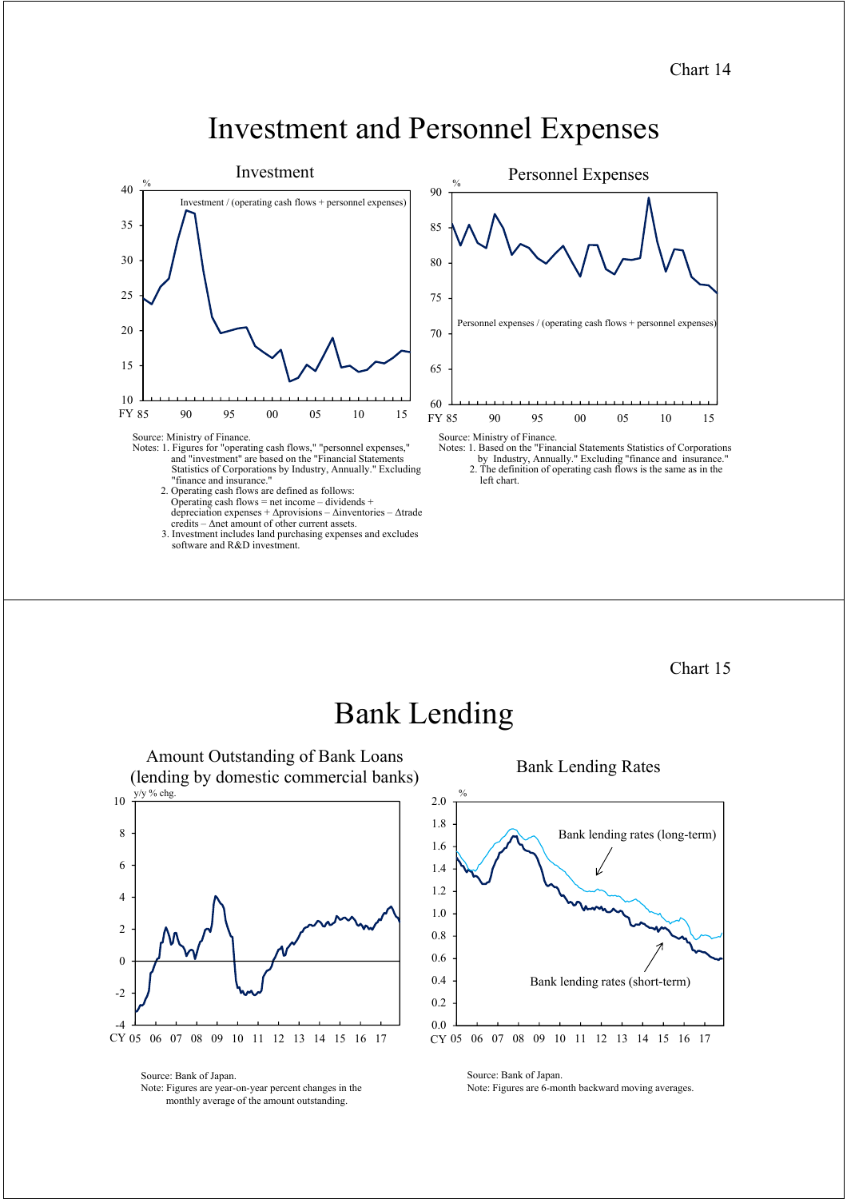Chart 14

# Investment and Personnel Expenses

## Investment

%

Investment / (operating cash flows + personnel expenses)

40
35
30
25
20
15
10

FY 85 90 95 00 05 10 15

Source: Ministry of Finance.
Notes: 1. Figures for "operating cash flows," "personnel expenses," and "investment" are based on the "Financial Statements Statistics of Corporations by Industry, Annually." Excluding "finance and insurance."
2. Operating cash flows are defined as follows:
Operating cash flows = net income – dividends + depreciation expenses + Δprovisions – Δinventories – Δtrade credits – Δnet amount of other current assets.
3. Investment includes land purchasing expenses and excludes software and R&D investment.

## Personnel Expenses

%

Personnel expenses / (operating cash flows + personnel expenses)

90
85
80
75
70
65
60

FY 85 90 95 00 05 10 15

Source: Ministry of Finance.
Notes: 1. Based on the "Financial Statements Statistics of Corporations by Industry, Annually." Excluding "finance and insurance."
2. The definition of operating cash flows is the same as in the left chart.

Chart 15

# Bank Lending

## Amount Outstanding of Bank Loans (lending by domestic commercial banks)

y/y % chg.

10
8
6
4
2
0
-2
-4

CY 05 06 07 08 09 10 11 12 13 14 15 16 17

Source: Bank of Japan.
Note: Figures are year-on-year percent changes in the monthly average of the amount outstanding.

## Bank Lending Rates

%

Bank lending rates (long-term)

Bank lending rates (short-term)

2.0
1.8
1.6
1.4
1.2
1.0
0.8
0.6
0.4
0.2
0.0

CY 05 06 07 08 09 10 11 12 13 14 15 16 17

Source: Bank of Japan.
Note: Figures are 6-month backward moving averages.